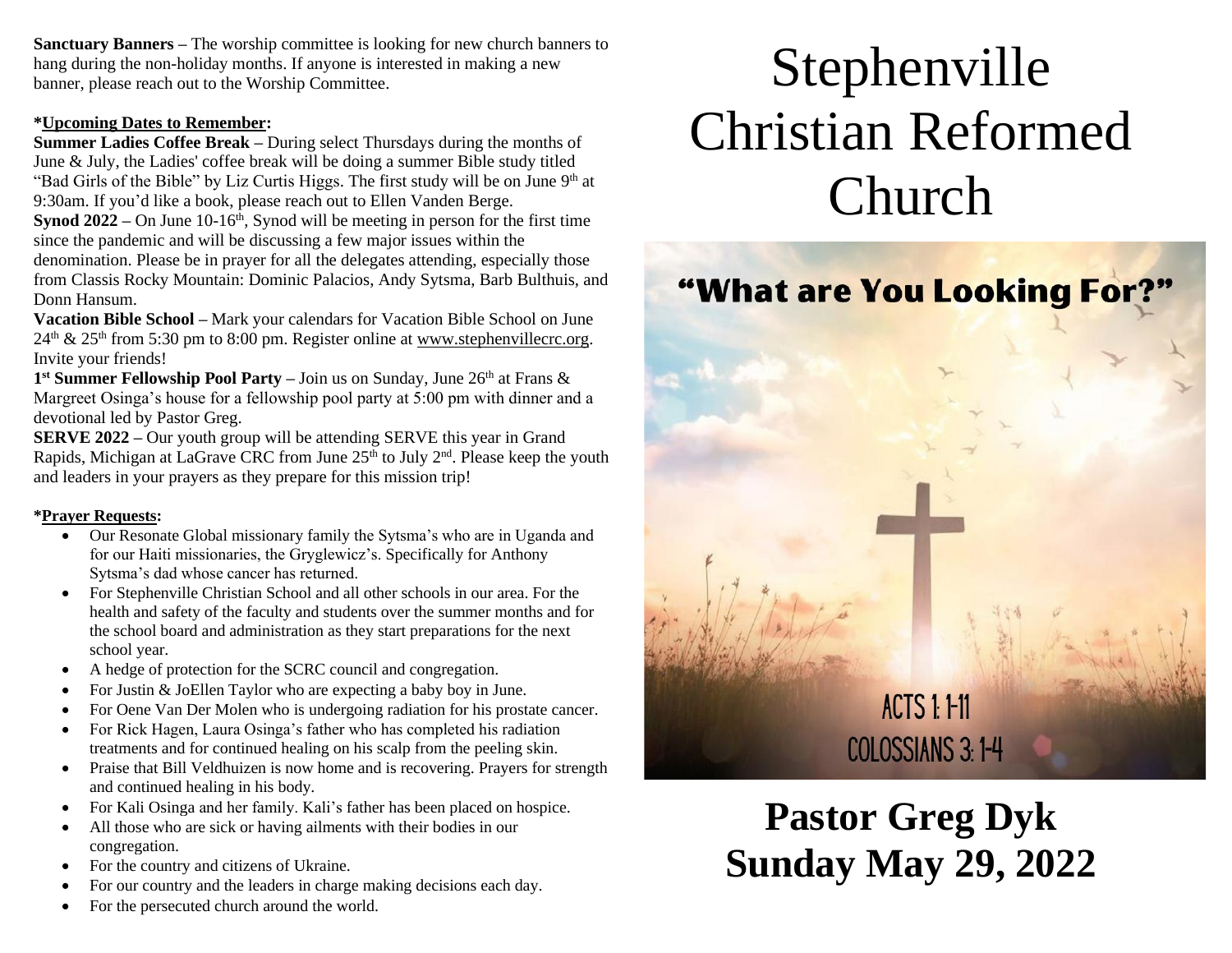**Sanctuary Banners** – The worship committee is looking for new church banners to hang during the non-holiday months. If anyone is interested in making a new banner, please reach out to the Worship Committee.

**\*Upcoming Dates to Remember:**

**Summer Ladies Coffee Break** – During select Thursdays during the months of June & July, the Ladies' coffee break will be doing a summer Bible study titled "Bad Girls of the Bible" by Liz Curtis Higgs. The first study will be on June 9th at 9:30am. If you'd like a book, please reach out to Ellen Vanden Berge.

**Synod 2022** – On June 10-16th, Synod will be meeting in person for the first time since the pandemic and will be discussing a few major issues within the denomination. Please be in prayer for all the delegates attending, especially those from Classis Rocky Mountain: Dominic Palacios, Andy Sytsma, Barb Bulthuis, and Donn Hansum.

**Vacation Bible School** – Mark your calendars for Vacation Bible School on June 24th & 25th from 5:30 pm to 8:00 pm. Register online at www.stephenvillecrc.org. Invite your friends!

**1st Summer Fellowship Pool Party** – Join us on Sunday, June 26th at Frans & Margreet Osinga's house for a fellowship pool party at 5:00 pm with dinner and a devotional led by Pastor Greg.

**SERVE 2022** – Our youth group will be attending SERVE this year in Grand Rapids, Michigan at LaGrave CRC from June 25th to July 2nd. Please keep the youth and leaders in your prayers as they prepare for this mission trip!

**\*Prayer Requests:**

- Our Resonate Global missionary family the Sytsma's who are in Uganda and for our Haiti missionaries, the Gryglewicz's. Specifically for Anthony Sytsma's dad whose cancer has returned.
- For Stephenville Christian School and all other schools in our area. For the health and safety of the faculty and students over the summer months and for the school board and administration as they start preparations for the next school year.
- A hedge of protection for the SCRC council and congregation.
- For Justin & JoEllen Taylor who are expecting a baby boy in June.
- For Oene Van Der Molen who is undergoing radiation for his prostate cancer.
- For Rick Hagen, Laura Osinga's father who has completed his radiation treatments and for continued healing on his scalp from the peeling skin.
- Praise that Bill Veldhuizen is now home and is recovering. Prayers for strength and continued healing in his body.
- For Kali Osinga and her family. Kali's father has been placed on hospice.
- All those who are sick or having ailments with their bodies in our congregation.
- For the country and citizens of Ukraine.
- For our country and the leaders in charge making decisions each day.
- For the persecuted church around the world.

# Stephenville Christian Reformed Church

**"What are You Looking For?"**

ACTS 1: 1-11
COLOSSIANS 3: 1-4

## Pastor Greg Dyk
## Sunday May 29, 2022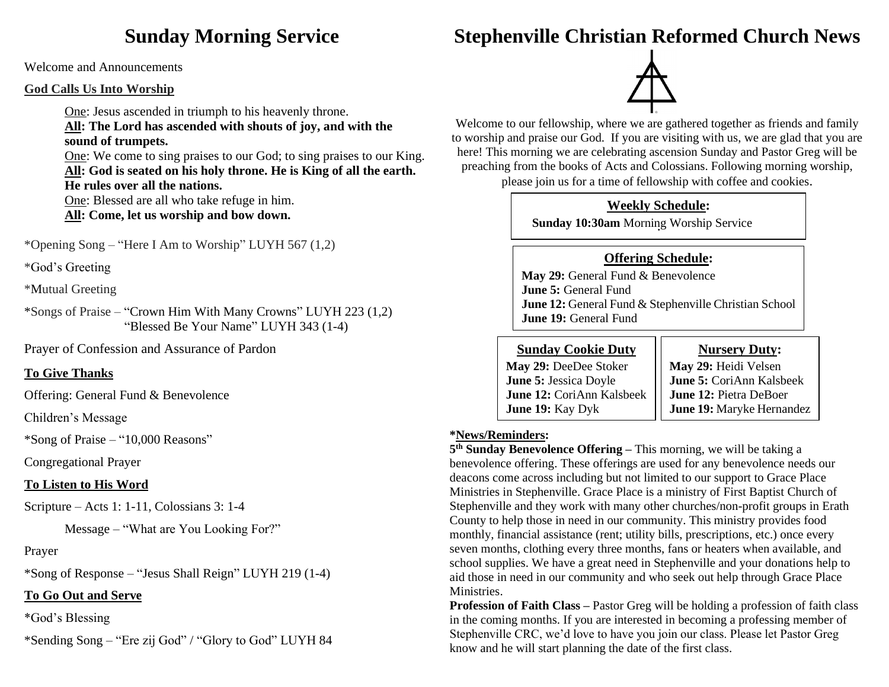# Sunday Morning Service

Welcome and Announcements

**God Calls Us Into Worship**

> One: Jesus ascended in triumph to his heavenly throne.
> **All: The Lord has ascended with shouts of joy, and with the sound of trumpets.**
> One: We come to sing praises to our God; to sing praises to our King.
> **All: God is seated on his holy throne. He is King of all the earth. He rules over all the nations.**
> One: Blessed are all who take refuge in him.
> **All: Come, let us worship and bow down.**

*Opening Song – "Here I Am to Worship" LUYH 567 (1,2)

*God's Greeting

*Mutual Greeting

*Songs of Praise – "Crown Him With Many Crowns" LUYH 223 (1,2)
"Blessed Be Your Name" LUYH 343 (1-4)

Prayer of Confession and Assurance of Pardon

**To Give Thanks**

Offering: General Fund & Benevolence

Children's Message

*Song of Praise – "10,000 Reasons"

Congregational Prayer

**To Listen to His Word**

Scripture – Acts 1: 1-11, Colossians 3: 1-4

Message – "What are You Looking For?"

Prayer

*Song of Response – "Jesus Shall Reign" LUYH 219 (1-4)

**To Go Out and Serve**

*God's Blessing

*Sending Song – "Ere zij God" / "Glory to God" LUYH 84

# Stephenville Christian Reformed Church News

Welcome to our fellowship, where we are gathered together as friends and family to worship and praise our God. If you are visiting with us, we are glad that you are here! This morning we are celebrating ascension Sunday and Pastor Greg will be preaching from the books of Acts and Colossians. Following morning worship, please join us for a time of fellowship with coffee and cookies.

**Weekly Schedule:**

**Sunday 10:30am** Morning Worship Service

**Offering Schedule:**

**May 29:** General Fund & Benevolence
**June 5:** General Fund
**June 12:** General Fund & Stephenville Christian School
**June 19:** General Fund

**Sunday Cookie Duty**

**May 29:** DeeDee Stoker
**June 5:** Jessica Doyle
**June 12:** CoriAnn Kalsbeek
**June 19:** Kay Dyk

**Nursery Duty:**

**May 29:** Heidi Velsen
**June 5:** CoriAnn Kalsbeek
**June 12:** Pietra DeBoer
**June 19:** Maryke Hernandez

***News/Reminders:**

**5th Sunday Benevolence Offering –** This morning, we will be taking a benevolence offering. These offerings are used for any benevolence needs our deacons come across including but not limited to our support to Grace Place Ministries in Stephenville. Grace Place is a ministry of First Baptist Church of Stephenville and they work with many other churches/non-profit groups in Erath County to help those in need in our community. This ministry provides food monthly, financial assistance (rent; utility bills, prescriptions, etc.) once every seven months, clothing every three months, fans or heaters when available, and school supplies. We have a great need in Stephenville and your donations help to aid those in need in our community and who seek out help through Grace Place Ministries.

**Profession of Faith Class –** Pastor Greg will be holding a profession of faith class in the coming months. If you are interested in becoming a professing member of Stephenville CRC, we'd love to have you join our class. Please let Pastor Greg know and he will start planning the date of the first class.